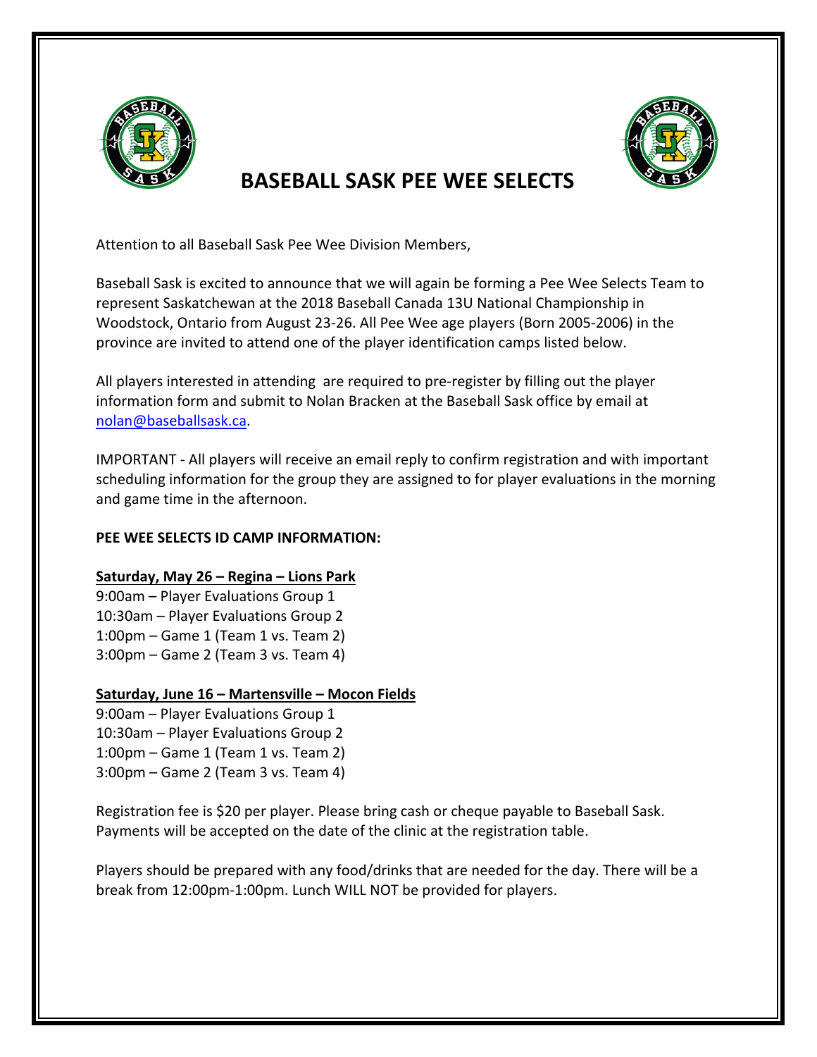# BASEBALL SASK PEE WEE SELECTS

Attention to all Baseball Sask Pee Wee Division Members,

Baseball Sask is excited to announce that we will again be forming a Pee Wee Selects Team to represent Saskatchewan at the 2018 Baseball Canada 13U National Championship in Woodstock, Ontario from August 23-26. All Pee Wee age players (Born 2005-2006) in the province are invited to attend one of the player identification camps listed below.

All players interested in attending are required to pre-register by filling out the player information form and submit to Nolan Bracken at the Baseball Sask office by email at nolan@baseballsask.ca.

IMPORTANT - All players will receive an email reply to confirm registration and with important scheduling information for the group they are assigned to for player evaluations in the morning and game time in the afternoon.

**PEE WEE SELECTS ID CAMP INFORMATION:**

**Saturday, May 26 – Regina – Lions Park**

9:00am – Player Evaluations Group 1
10:30am – Player Evaluations Group 2
1:00pm – Game 1 (Team 1 vs. Team 2)
3:00pm – Game 2 (Team 3 vs. Team 4)

**Saturday, June 16 – Martensville – Mocon Fields**

9:00am – Player Evaluations Group 1
10:30am – Player Evaluations Group 2
1:00pm – Game 1 (Team 1 vs. Team 2)
3:00pm – Game 2 (Team 3 vs. Team 4)

Registration fee is $20 per player. Please bring cash or cheque payable to Baseball Sask. Payments will be accepted on the date of the clinic at the registration table.

Players should be prepared with any food/drinks that are needed for the day. There will be a break from 12:00pm-1:00pm. Lunch WILL NOT be provided for players.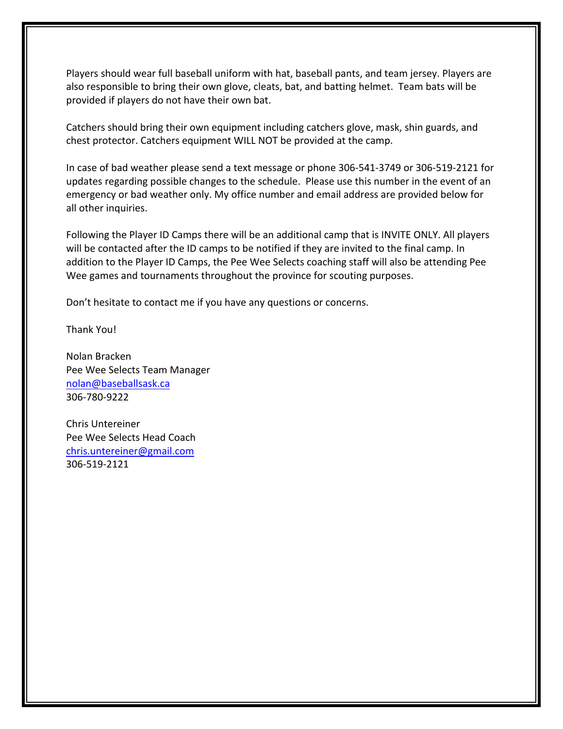Players should wear full baseball uniform with hat, baseball pants, and team jersey. Players are also responsible to bring their own glove, cleats, bat, and batting helmet. Team bats will be provided if players do not have their own bat.

Catchers should bring their own equipment including catchers glove, mask, shin guards, and chest protector. Catchers equipment WILL NOT be provided at the camp.

In case of bad weather please send a text message or phone 306-541-3749 or 306-519-2121 for updates regarding possible changes to the schedule. Please use this number in the event of an emergency or bad weather only. My office number and email address are provided below for all other inquiries.

Following the Player ID Camps there will be an additional camp that is INVITE ONLY. All players will be contacted after the ID camps to be notified if they are invited to the final camp. In addition to the Player ID Camps, the Pee Wee Selects coaching staff will also be attending Pee Wee games and tournaments throughout the province for scouting purposes.

Don't hesitate to contact me if you have any questions or concerns.

Thank You!

Nolan Bracken  
Pee Wee Selects Team Manager  
nolan@baseballsask.ca  
306-780-9222

Chris Untereiner  
Pee Wee Selects Head Coach  
chris.untereiner@gmail.com  
306-519-2121